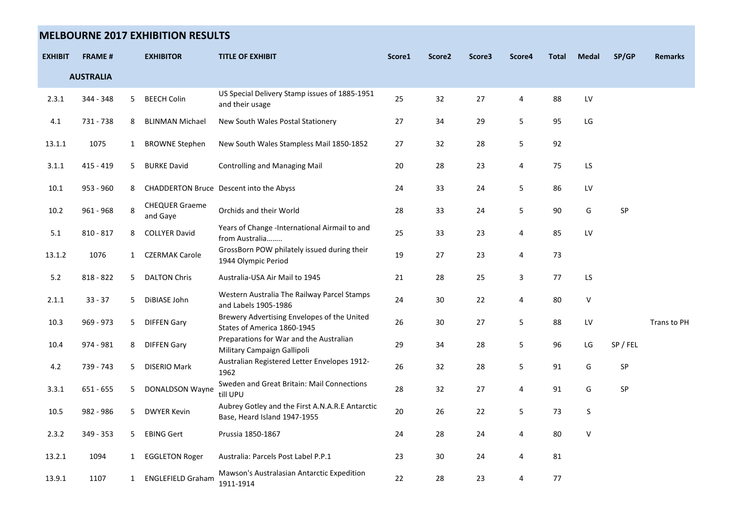## MELBOURNE 2017 EXHIBITION RESULTS

| EXHIBIT | FRAME # | | EXHIBITOR | TITLE OF EXHIBIT | Score1 | Score2 | Score3 | Score4 | Total | Medal | SP/GP | Remarks |
|---|---|---|---|---|---|---|---|---|---|---|---|---|
| | AUSTRALIA | | | | | | | | | | | |
| 2.3.1 | 344 - 348 | 5 | BEECH Colin | US Special Delivery Stamp issues of 1885-1951 and their usage | 25 | 32 | 27 | 4 | 88 | LV | | |
| 4.1 | 731 - 738 | 8 | BLINMAN Michael | New South Wales Postal Stationery | 27 | 34 | 29 | 5 | 95 | LG | | |
| 13.1.1 | 1075 | 1 | BROWNE Stephen | New South Wales Stampless Mail 1850-1852 | 27 | 32 | 28 | 5 | 92 | | | |
| 3.1.1 | 415 - 419 | 5 | BURKE David | Controlling and Managing Mail | 20 | 28 | 23 | 4 | 75 | LS | | |
| 10.1 | 953 - 960 | 8 | CHADDERTON Bruce | Descent into the Abyss | 24 | 33 | 24 | 5 | 86 | LV | | |
| 10.2 | 961 - 968 | 8 | CHEQUER Graeme and Gaye | Orchids and their World | 28 | 33 | 24 | 5 | 90 | G | SP | |
| 5.1 | 810 - 817 | 8 | COLLYER David | Years of Change -International Airmail to and from Australia…….. | 25 | 33 | 23 | 4 | 85 | LV | | |
| 13.1.2 | 1076 | 1 | CZERMAK Carole | GrossBorn POW philately issued during their 1944 Olympic Period | 19 | 27 | 23 | 4 | 73 | | | |
| 5.2 | 818 - 822 | 5 | DALTON Chris | Australia-USA Air Mail to 1945 | 21 | 28 | 25 | 3 | 77 | LS | | |
| 2.1.1 | 33 - 37 | 5 | DiBIASE John | Western Australia The Railway Parcel Stamps and Labels 1905-1986 | 24 | 30 | 22 | 4 | 80 | V | | |
| 10.3 | 969 - 973 | 5 | DIFFEN Gary | Brewery Advertising Envelopes of the United States of America 1860-1945 | 26 | 30 | 27 | 5 | 88 | LV | | Trans to PH |
| 10.4 | 974 - 981 | 8 | DIFFEN Gary | Preparations for War and the Australian Military Campaign Gallipoli | 29 | 34 | 28 | 5 | 96 | LG | SP / FEL | |
| 4.2 | 739 - 743 | 5 | DISERIO Mark | Australian Registered Letter Envelopes 1912-1962 | 26 | 32 | 28 | 5 | 91 | G | SP | |
| 3.3.1 | 651 - 655 | 5 | DONALDSON Wayne | Sweden and Great Britain: Mail Connections till UPU | 28 | 32 | 27 | 4 | 91 | G | SP | |
| 10.5 | 982 - 986 | 5 | DWYER Kevin | Aubrey Gotley and the First A.N.A.R.E Antarctic Base, Heard Island 1947-1955 | 20 | 26 | 22 | 5 | 73 | S | | |
| 2.3.2 | 349 - 353 | 5 | EBING Gert | Prussia 1850-1867 | 24 | 28 | 24 | 4 | 80 | V | | |
| 13.2.1 | 1094 | 1 | EGGLETON Roger | Australia: Parcels Post Label P.P.1 | 23 | 30 | 24 | 4 | 81 | | | |
| 13.9.1 | 1107 | 1 | ENGLEFIELD Graham | Mawson's Australasian Antarctic Expedition 1911-1914 | 22 | 28 | 23 | 4 | 77 | | | |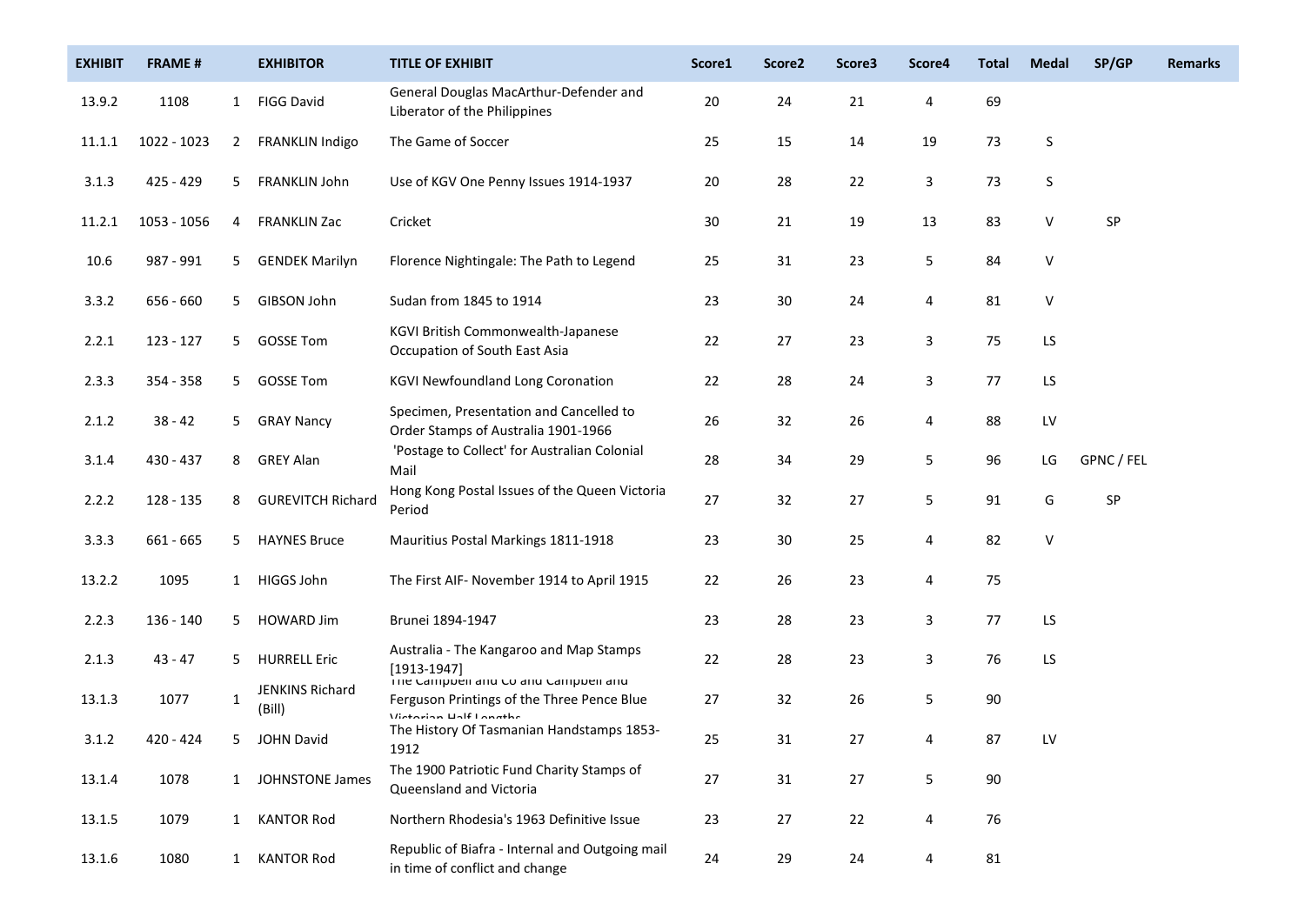| EXHIBIT | FRAME # | | EXHIBITOR | TITLE OF EXHIBIT | Score1 | Score2 | Score3 | Score4 | Total | Medal | SP/GP | Remarks |
|---|---|---|---|---|---|---|---|---|---|---|---|---|
| 13.9.2 | 1108 | 1 | FIGG David | General Douglas MacArthur-Defender and Liberator of the Philippines | 20 | 24 | 21 | 4 | 69 | | | |
| 11.1.1 | 1022 - 1023 | 2 | FRANKLIN Indigo | The Game of Soccer | 25 | 15 | 14 | 19 | 73 | S | | |
| 3.1.3 | 425 - 429 | 5 | FRANKLIN John | Use of KGV One Penny Issues 1914-1937 | 20 | 28 | 22 | 3 | 73 | S | | |
| 11.2.1 | 1053 - 1056 | 4 | FRANKLIN Zac | Cricket | 30 | 21 | 19 | 13 | 83 | V | SP | |
| 10.6 | 987 - 991 | 5 | GENDEK Marilyn | Florence Nightingale: The Path to Legend | 25 | 31 | 23 | 5 | 84 | V | | |
| 3.3.2 | 656 - 660 | 5 | GIBSON John | Sudan from 1845 to 1914 | 23 | 30 | 24 | 4 | 81 | V | | |
| 2.2.1 | 123 - 127 | 5 | GOSSE Tom | KGVI British Commonwealth-Japanese Occupation of South East Asia | 22 | 27 | 23 | 3 | 75 | LS | | |
| 2.3.3 | 354 - 358 | 5 | GOSSE Tom | KGVI Newfoundland Long Coronation | 22 | 28 | 24 | 3 | 77 | LS | | |
| 2.1.2 | 38 - 42 | 5 | GRAY Nancy | Specimen, Presentation and Cancelled to Order Stamps of Australia 1901-1966 | 26 | 32 | 26 | 4 | 88 | LV | | |
| 3.1.4 | 430 - 437 | 8 | GREY Alan | 'Postage to Collect' for Australian Colonial Mail | 28 | 34 | 29 | 5 | 96 | LG | GPNC / FEL | |
| 2.2.2 | 128 - 135 | 8 | GUREVITCH Richard | Hong Kong Postal Issues of the Queen Victoria Period | 27 | 32 | 27 | 5 | 91 | G | SP | |
| 3.3.3 | 661 - 665 | 5 | HAYNES Bruce | Mauritius Postal Markings 1811-1918 | 23 | 30 | 25 | 4 | 82 | V | | |
| 13.2.2 | 1095 | 1 | HIGGS John | The First AIF- November 1914 to April 1915 | 22 | 26 | 23 | 4 | 75 | | | |
| 2.2.3 | 136 - 140 | 5 | HOWARD Jim | Brunei 1894-1947 | 23 | 28 | 23 | 3 | 77 | LS | | |
| 2.1.3 | 43 - 47 | 5 | HURRELL Eric | Australia - The Kangaroo and Map Stamps [1913-1947] | 22 | 28 | 23 | 3 | 76 | LS | | |
| 13.1.3 | 1077 | 1 | JENKINS Richard (Bill) | The Campbell and Co and Campbell and Ferguson Printings of the Three Pence Blue Victorian Half Lengths | 27 | 32 | 26 | 5 | 90 | | | |
| 3.1.2 | 420 - 424 | 5 | JOHN David | The History Of Tasmanian Handstamps 1853-1912 | 25 | 31 | 27 | 4 | 87 | LV | | |
| 13.1.4 | 1078 | 1 | JOHNSTONE James | The 1900 Patriotic Fund Charity Stamps of Queensland and Victoria | 27 | 31 | 27 | 5 | 90 | | | |
| 13.1.5 | 1079 | 1 | KANTOR Rod | Northern Rhodesia's 1963 Definitive Issue | 23 | 27 | 22 | 4 | 76 | | | |
| 13.1.6 | 1080 | 1 | KANTOR Rod | Republic of Biafra - Internal and Outgoing mail in time of conflict and change | 24 | 29 | 24 | 4 | 81 | | | |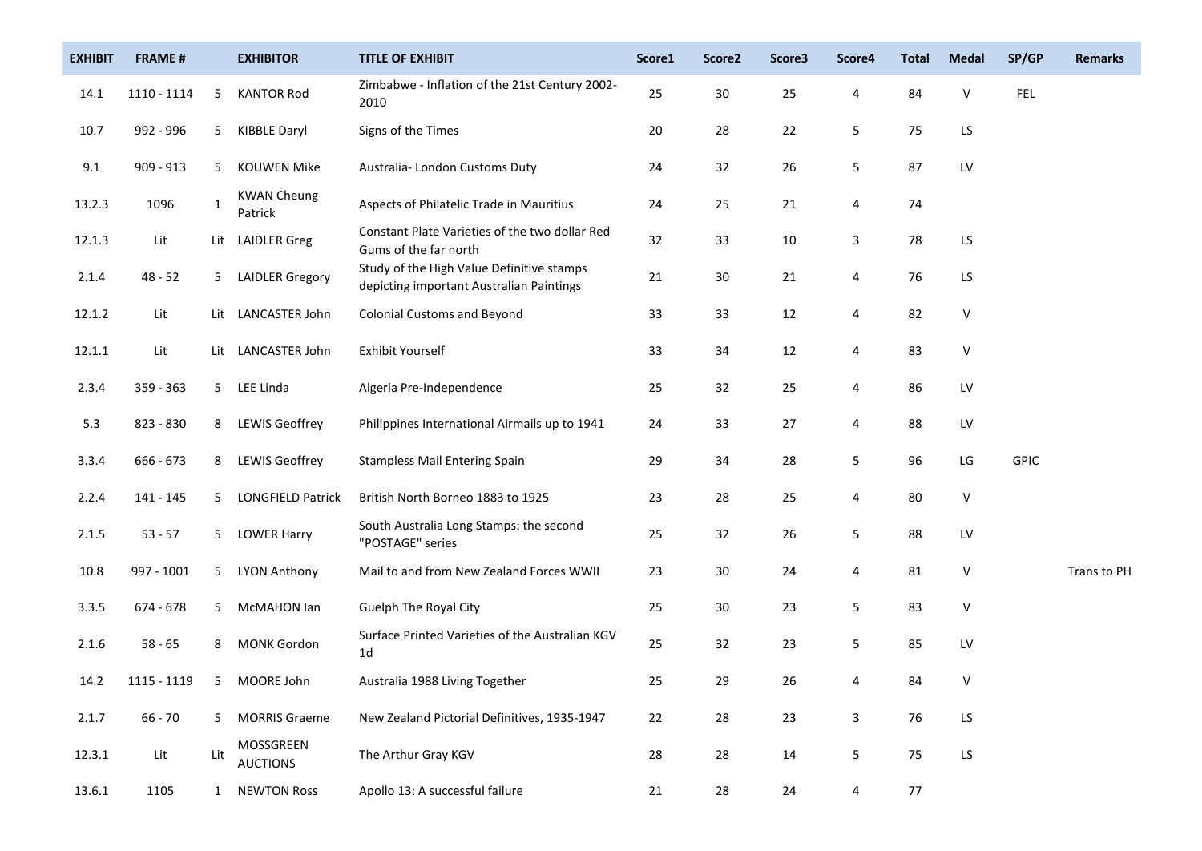| EXHIBIT | FRAME # | | EXHIBITOR | TITLE OF EXHIBIT | Score1 | Score2 | Score3 | Score4 | Total | Medal | SP/GP | Remarks |
|---|---|---|---|---|---|---|---|---|---|---|---|---|
| 14.1 | 1110 - 1114 | 5 | KANTOR Rod | Zimbabwe - Inflation of the 21st Century 2002-2010 | 25 | 30 | 25 | 4 | 84 | V | FEL | |
| 10.7 | 992 - 996 | 5 | KIBBLE Daryl | Signs of the Times | 20 | 28 | 22 | 5 | 75 | LS | | |
| 9.1 | 909 - 913 | 5 | KOUWEN Mike | Australia- London Customs Duty | 24 | 32 | 26 | 5 | 87 | LV | | |
| 13.2.3 | 1096 | 1 | KWAN Cheung Patrick | Aspects of Philatelic Trade in Mauritius | 24 | 25 | 21 | 4 | 74 | | | |
| 12.1.3 | Lit | Lit | LAIDLER Greg | Constant Plate Varieties of the two dollar Red Gums of the far north | 32 | 33 | 10 | 3 | 78 | LS | | |
| 2.1.4 | 48 - 52 | 5 | LAIDLER Gregory | Study of the High Value Definitive stamps depicting important Australian Paintings | 21 | 30 | 21 | 4 | 76 | LS | | |
| 12.1.2 | Lit | Lit | LANCASTER John | Colonial Customs and Beyond | 33 | 33 | 12 | 4 | 82 | V | | |
| 12.1.1 | Lit | Lit | LANCASTER John | Exhibit Yourself | 33 | 34 | 12 | 4 | 83 | V | | |
| 2.3.4 | 359 - 363 | 5 | LEE Linda | Algeria Pre-Independence | 25 | 32 | 25 | 4 | 86 | LV | | |
| 5.3 | 823 - 830 | 8 | LEWIS Geoffrey | Philippines International Airmails up to 1941 | 24 | 33 | 27 | 4 | 88 | LV | | |
| 3.3.4 | 666 - 673 | 8 | LEWIS Geoffrey | Stampless Mail Entering Spain | 29 | 34 | 28 | 5 | 96 | LG | GPIC | |
| 2.2.4 | 141 - 145 | 5 | LONGFIELD Patrick | British North Borneo 1883 to 1925 | 23 | 28 | 25 | 4 | 80 | V | | |
| 2.1.5 | 53 - 57 | 5 | LOWER Harry | South Australia Long Stamps: the second "POSTAGE" series | 25 | 32 | 26 | 5 | 88 | LV | | |
| 10.8 | 997 - 1001 | 5 | LYON Anthony | Mail to and from New Zealand Forces WWII | 23 | 30 | 24 | 4 | 81 | V | | Trans to PH |
| 3.3.5 | 674 - 678 | 5 | McMAHON Ian | Guelph The Royal City | 25 | 30 | 23 | 5 | 83 | V | | |
| 2.1.6 | 58 - 65 | 8 | MONK Gordon | Surface Printed Varieties of the Australian KGV 1d | 25 | 32 | 23 | 5 | 85 | LV | | |
| 14.2 | 1115 - 1119 | 5 | MOORE John | Australia 1988 Living Together | 25 | 29 | 26 | 4 | 84 | V | | |
| 2.1.7 | 66 - 70 | 5 | MORRIS Graeme | New Zealand Pictorial Definitives, 1935-1947 | 22 | 28 | 23 | 3 | 76 | LS | | |
| 12.3.1 | Lit | Lit | MOSSGREEN AUCTIONS | The Arthur Gray KGV | 28 | 28 | 14 | 5 | 75 | LS | | |
| 13.6.1 | 1105 | 1 | NEWTON Ross | Apollo 13: A successful failure | 21 | 28 | 24 | 4 | 77 | | | |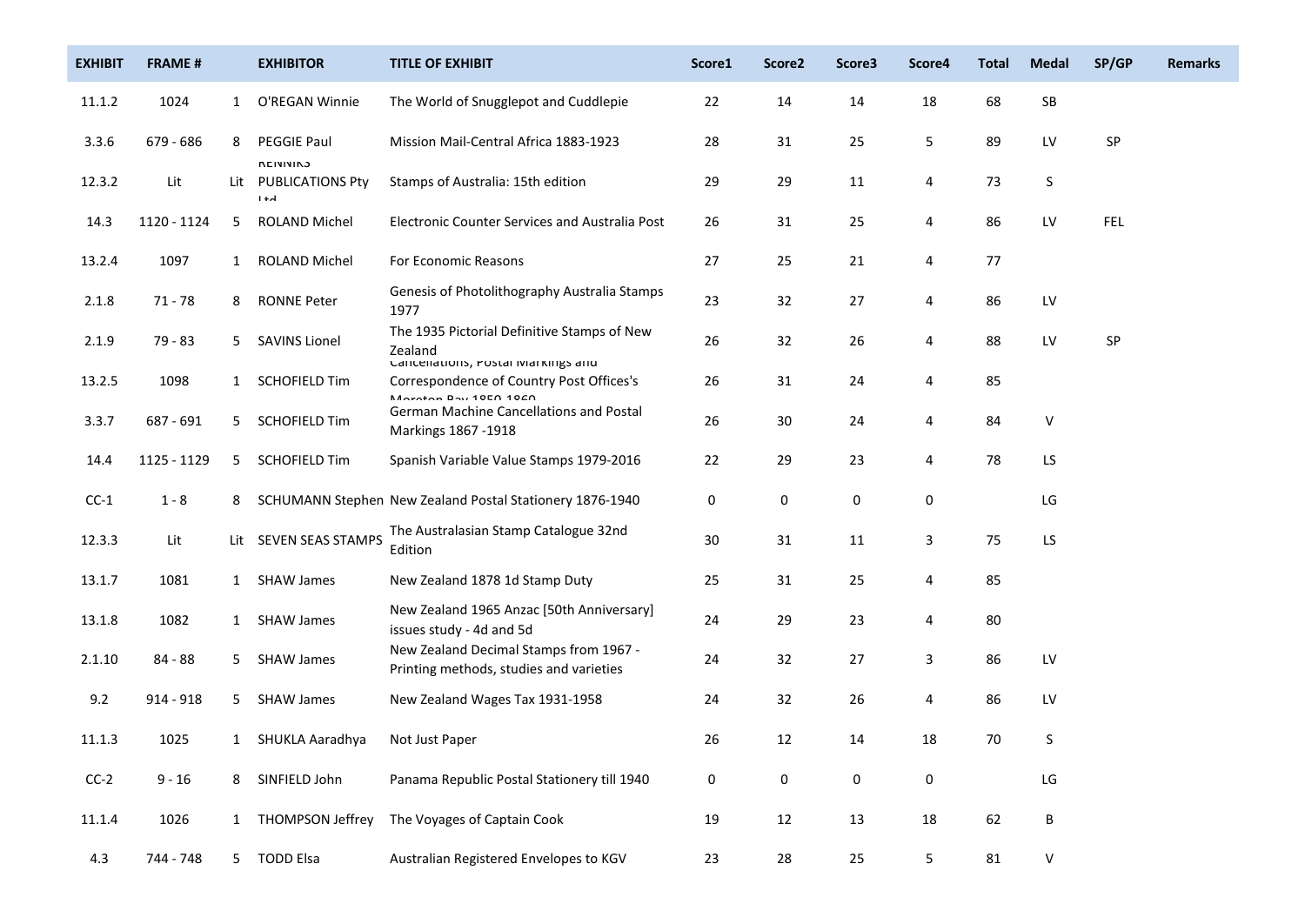| EXHIBIT | FRAME # | | EXHIBITOR | TITLE OF EXHIBIT | Score1 | Score2 | Score3 | Score4 | Total | Medal | SP/GP | Remarks |
|---|---|---|---|---|---|---|---|---|---|---|---|---|
| 11.1.2 | 1024 | 1 | O'REGAN Winnie | The World of Snugglepot and Cuddlepie | 22 | 14 | 14 | 18 | 68 | SB | | |
| 3.3.6 | 679 - 686 | 8 | PEGGIE Paul | Mission Mail-Central Africa 1883-1923 | 28 | 31 | 25 | 5 | 89 | LV | SP | |
| 12.3.2 | Lit | Lit | RENNIKS PUBLICATIONS Pty Ltd | Stamps of Australia: 15th edition | 29 | 29 | 11 | 4 | 73 | S | | |
| 14.3 | 1120 - 1124 | 5 | ROLAND Michel | Electronic Counter Services and Australia Post | 26 | 31 | 25 | 4 | 86 | LV | FEL | |
| 13.2.4 | 1097 | 1 | ROLAND Michel | For Economic Reasons | 27 | 25 | 21 | 4 | 77 | | | |
| 2.1.8 | 71 - 78 | 8 | RONNE Peter | Genesis of Photolithography Australia Stamps 1977 | 23 | 32 | 27 | 4 | 86 | LV | | |
| 2.1.9 | 79 - 83 | 5 | SAVINS Lionel | The 1935 Pictorial Definitive Stamps of New Zealand | 26 | 32 | 26 | 4 | 88 | LV | SP | |
| 13.2.5 | 1098 | 1 | SCHOFIELD Tim | Cancellations, Postal Markings and Correspondence of Country Post Offices's Moreton Bay 1850-1860 | 26 | 31 | 24 | 4 | 85 | | | |
| 3.3.7 | 687 - 691 | 5 | SCHOFIELD Tim | German Machine Cancellations and Postal Markings 1867 -1918 | 26 | 30 | 24 | 4 | 84 | V | | |
| 14.4 | 1125 - 1129 | 5 | SCHOFIELD Tim | Spanish Variable Value Stamps 1979-2016 | 22 | 29 | 23 | 4 | 78 | LS | | |
| CC-1 | 1 - 8 | 8 | SCHUMANN Stephen | New Zealand Postal Stationery 1876-1940 | 0 | 0 | 0 | 0 | | LG | | |
| 12.3.3 | Lit | Lit | SEVEN SEAS STAMPS | The Australasian Stamp Catalogue 32nd Edition | 30 | 31 | 11 | 3 | 75 | LS | | |
| 13.1.7 | 1081 | 1 | SHAW James | New Zealand 1878 1d Stamp Duty | 25 | 31 | 25 | 4 | 85 | | | |
| 13.1.8 | 1082 | 1 | SHAW James | New Zealand 1965 Anzac [50th Anniversary] issues study - 4d and 5d | 24 | 29 | 23 | 4 | 80 | | | |
| 2.1.10 | 84 - 88 | 5 | SHAW James | New Zealand Decimal Stamps from 1967 - Printing methods, studies and varieties | 24 | 32 | 27 | 3 | 86 | LV | | |
| 9.2 | 914 - 918 | 5 | SHAW James | New Zealand Wages Tax 1931-1958 | 24 | 32 | 26 | 4 | 86 | LV | | |
| 11.1.3 | 1025 | 1 | SHUKLA Aaradhya | Not Just Paper | 26 | 12 | 14 | 18 | 70 | S | | |
| CC-2 | 9 - 16 | 8 | SINFIELD John | Panama Republic Postal Stationery till 1940 | 0 | 0 | 0 | 0 | | LG | | |
| 11.1.4 | 1026 | 1 | THOMPSON Jeffrey | The Voyages of Captain Cook | 19 | 12 | 13 | 18 | 62 | B | | |
| 4.3 | 744 - 748 | 5 | TODD Elsa | Australian Registered Envelopes to KGV | 23 | 28 | 25 | 5 | 81 | V | | |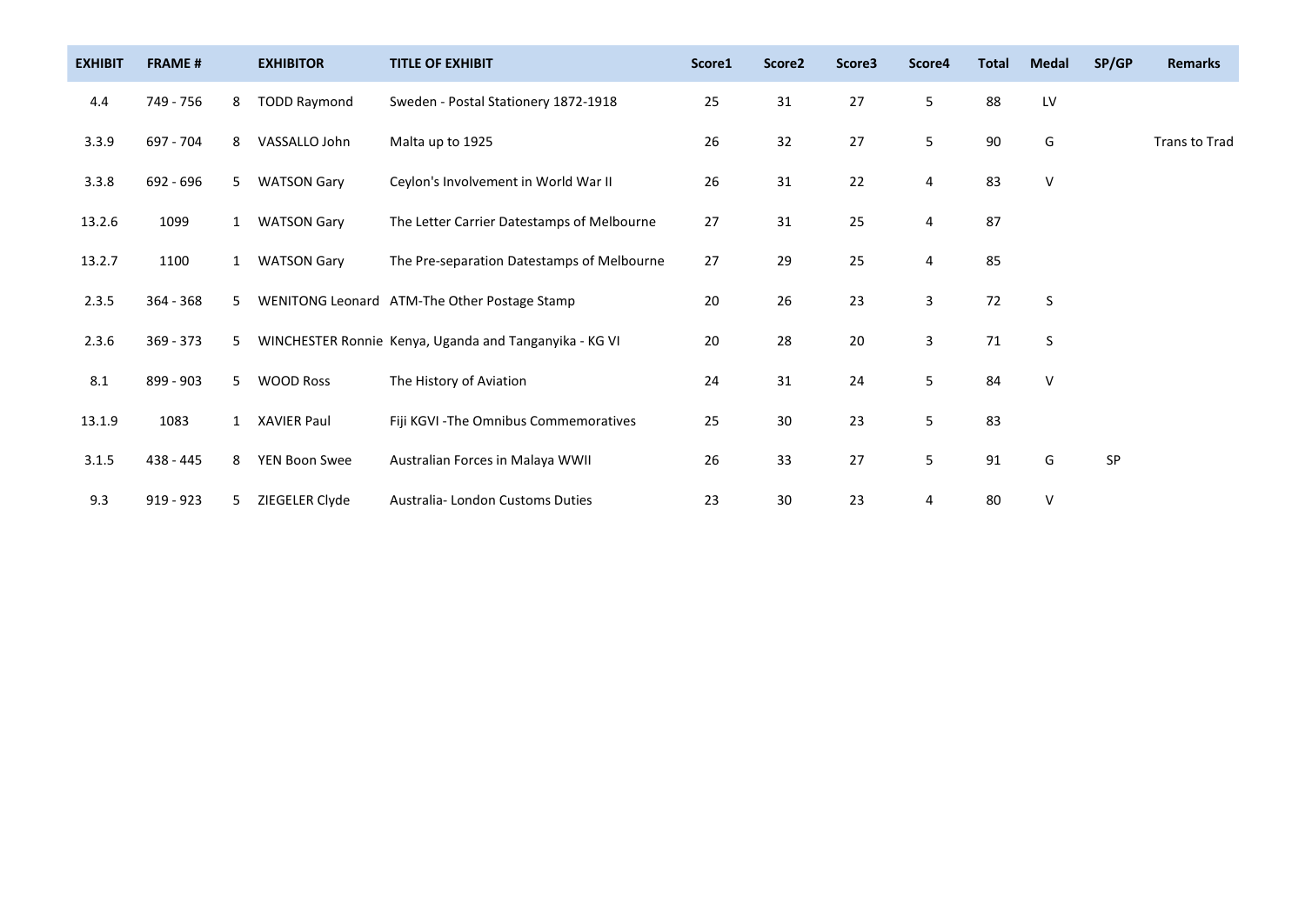| EXHIBIT | FRAME # | | EXHIBITOR | TITLE OF EXHIBIT | Score1 | Score2 | Score3 | Score4 | Total | Medal | SP/GP | Remarks |
|---|---|---|---|---|---|---|---|---|---|---|---|---|
| 4.4 | 749 - 756 | 8 | TODD Raymond | Sweden - Postal Stationery 1872-1918 | 25 | 31 | 27 | 5 | 88 | LV | | |
| 3.3.9 | 697 - 704 | 8 | VASSALLO John | Malta up to 1925 | 26 | 32 | 27 | 5 | 90 | G | | Trans to Trad |
| 3.3.8 | 692 - 696 | 5 | WATSON Gary | Ceylon's Involvement in World War II | 26 | 31 | 22 | 4 | 83 | V | | |
| 13.2.6 | 1099 | 1 | WATSON Gary | The Letter Carrier Datestamps of Melbourne | 27 | 31 | 25 | 4 | 87 | | | |
| 13.2.7 | 1100 | 1 | WATSON Gary | The Pre-separation Datestamps of Melbourne | 27 | 29 | 25 | 4 | 85 | | | |
| 2.3.5 | 364 - 368 | 5 | WENITONG Leonard | ATM-The Other Postage Stamp | 20 | 26 | 23 | 3 | 72 | S | | |
| 2.3.6 | 369 - 373 | 5 | WINCHESTER Ronnie | Kenya, Uganda and Tanganyika - KG VI | 20 | 28 | 20 | 3 | 71 | S | | |
| 8.1 | 899 - 903 | 5 | WOOD Ross | The History of Aviation | 24 | 31 | 24 | 5 | 84 | V | | |
| 13.1.9 | 1083 | 1 | XAVIER Paul | Fiji KGVI -The Omnibus Commemoratives | 25 | 30 | 23 | 5 | 83 | | | |
| 3.1.5 | 438 - 445 | 8 | YEN Boon Swee | Australian Forces in Malaya WWII | 26 | 33 | 27 | 5 | 91 | G | SP | |
| 9.3 | 919 - 923 | 5 | ZIEGELER Clyde | Australia- London Customs Duties | 23 | 30 | 23 | 4 | 80 | V | | |